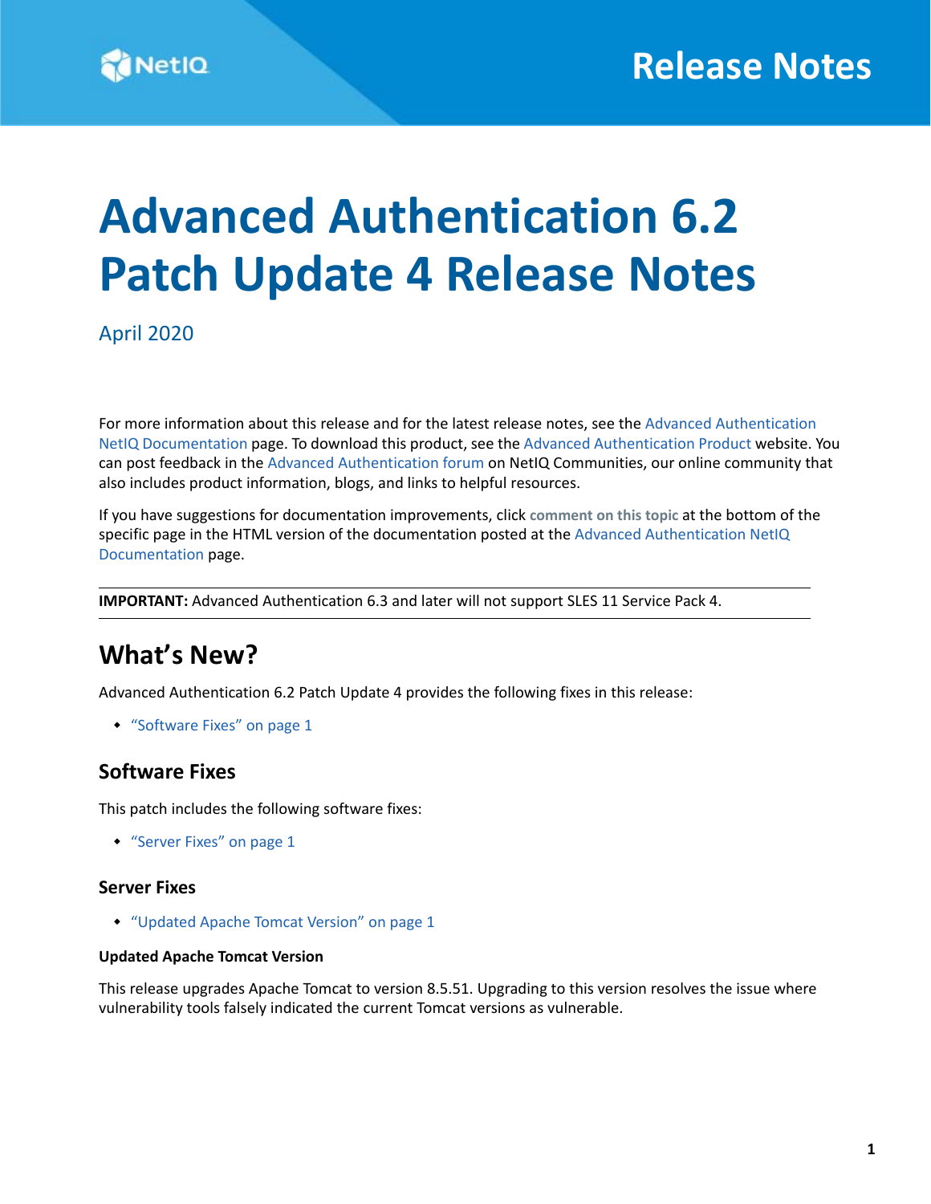# Advanced Authentication 6.2 Patch Update 4 Release Notes

April 2020

For more information about this release and for the latest release notes, see the Advanced Authentication NetIQ Documentation page. To download this product, see the Advanced Authentication Product website. You can post feedback in the Advanced Authentication forum on NetIQ Communities, our online community that also includes product information, blogs, and links to helpful resources.

If you have suggestions for documentation improvements, click **comment on this topic** at the bottom of the specific page in the HTML version of the documentation posted at the Advanced Authentication NetIQ Documentation page.

**IMPORTANT:** Advanced Authentication 6.3 and later will not support SLES 11 Service Pack 4.

## What's New?

Advanced Authentication 6.2 Patch Update 4 provides the following fixes in this release:

- "Software Fixes" on page 1

### Software Fixes

This patch includes the following software fixes:

- "Server Fixes" on page 1

#### Server Fixes

- "Updated Apache Tomcat Version" on page 1

##### Updated Apache Tomcat Version

This release upgrades Apache Tomcat to version 8.5.51. Upgrading to this version resolves the issue where vulnerability tools falsely indicated the current Tomcat versions as vulnerable.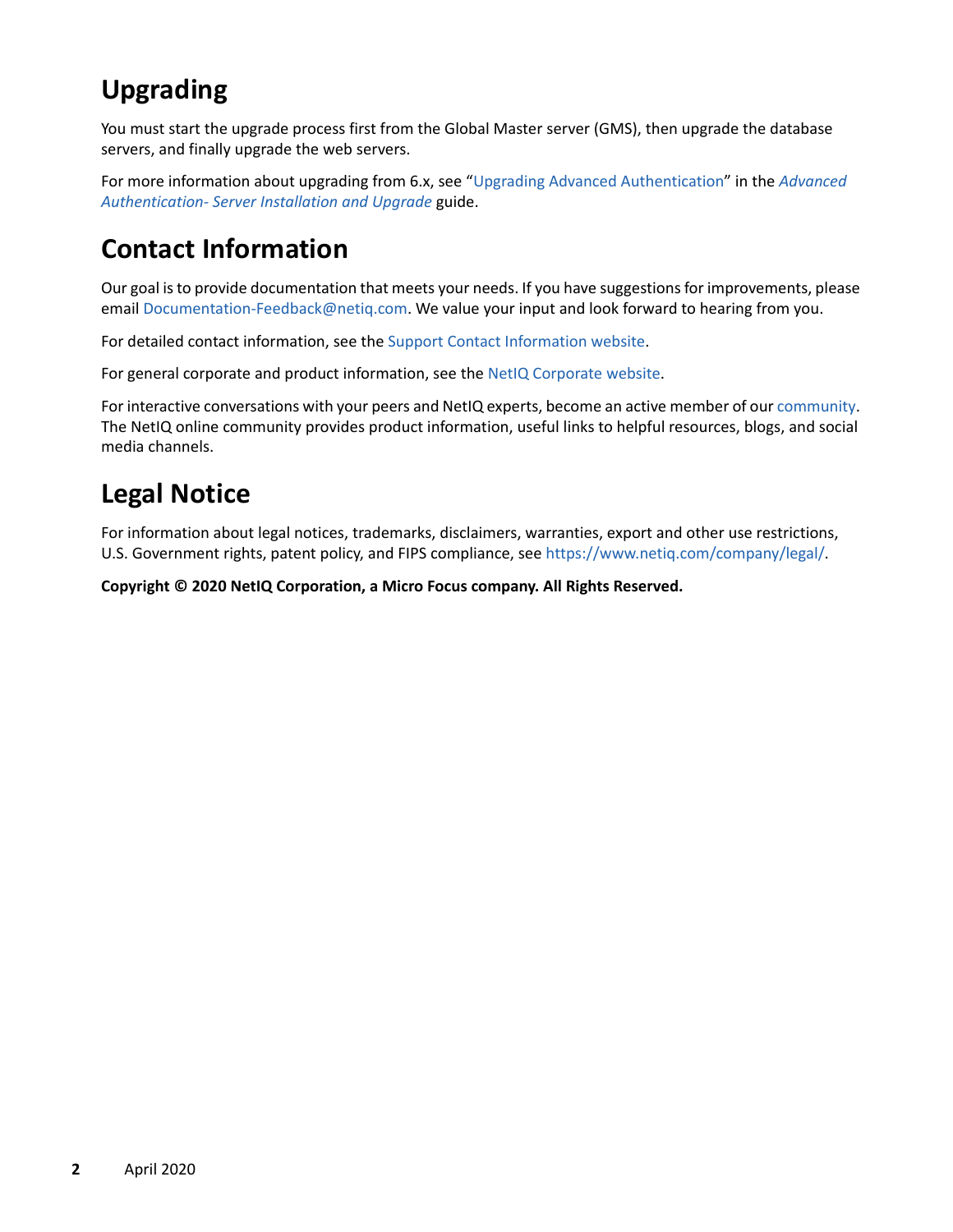## Upgrading

You must start the upgrade process first from the Global Master server (GMS), then upgrade the database servers, and finally upgrade the web servers.

For more information about upgrading from 6.x, see "Upgrading Advanced Authentication" in the *Advanced Authentication- Server Installation and Upgrade* guide.

## Contact Information

Our goal is to provide documentation that meets your needs. If you have suggestions for improvements, please email Documentation-Feedback@netiq.com. We value your input and look forward to hearing from you.

For detailed contact information, see the Support Contact Information website.

For general corporate and product information, see the NetIQ Corporate website.

For interactive conversations with your peers and NetIQ experts, become an active member of our community. The NetIQ online community provides product information, useful links to helpful resources, blogs, and social media channels.

## Legal Notice

For information about legal notices, trademarks, disclaimers, warranties, export and other use restrictions, U.S. Government rights, patent policy, and FIPS compliance, see https://www.netiq.com/company/legal/.

**Copyright © 2020 NetIQ Corporation, a Micro Focus company. All Rights Reserved.**